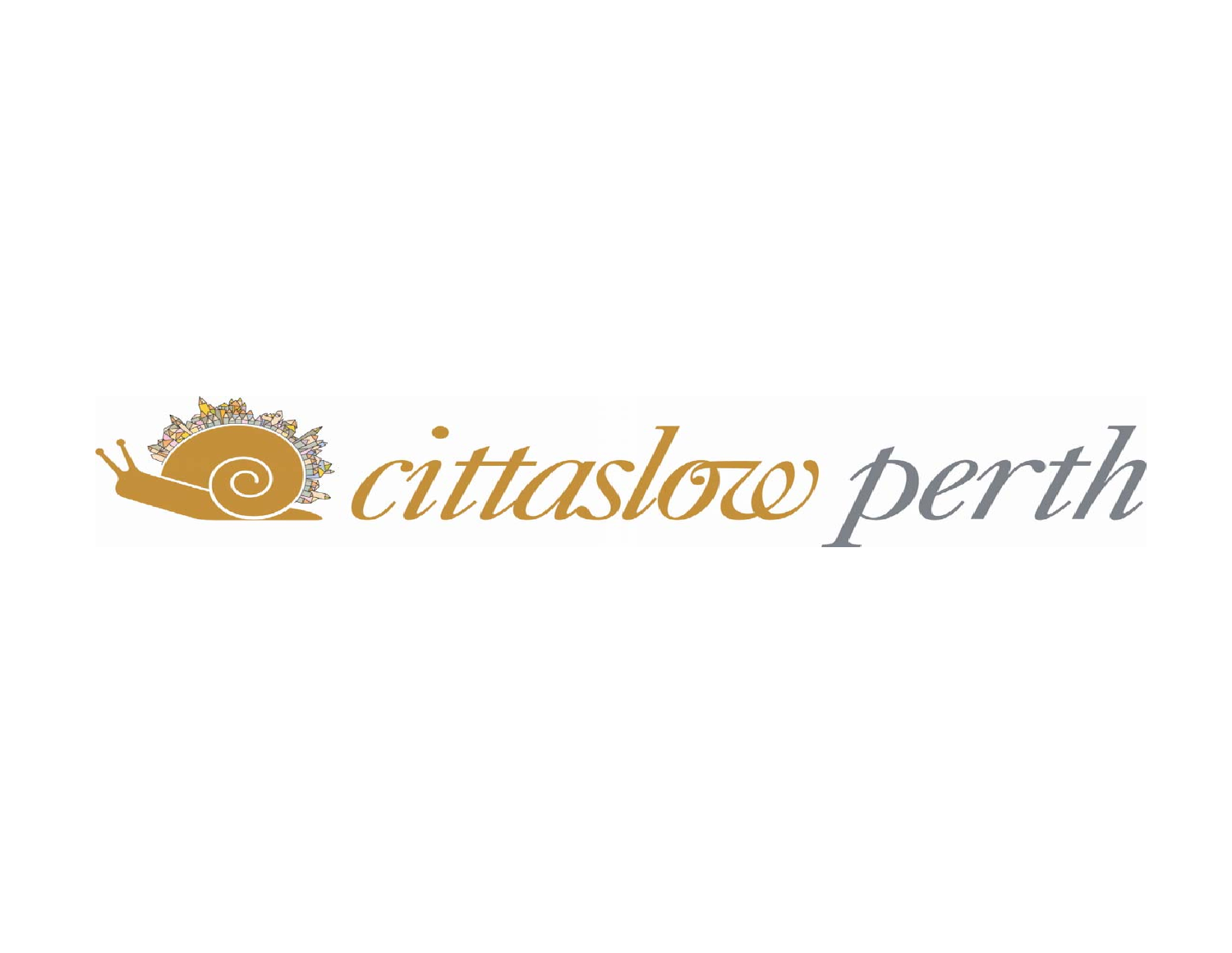cittaslow perth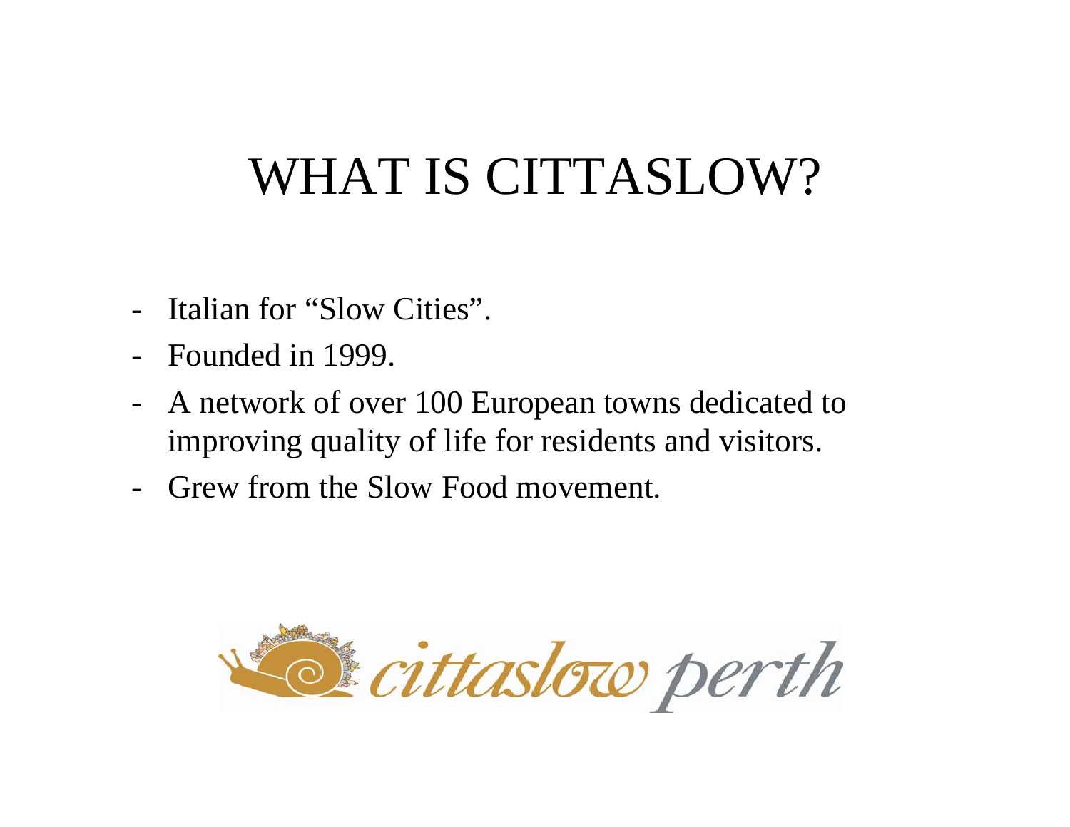# WHAT IS CITTASLOW?

- Italian for "Slow Cities".
- Founded in 1999.
- A network of over 100 European towns dedicated to improving quality of life for residents and visitors.
- Grew from the Slow Food movement.

cittaslow perth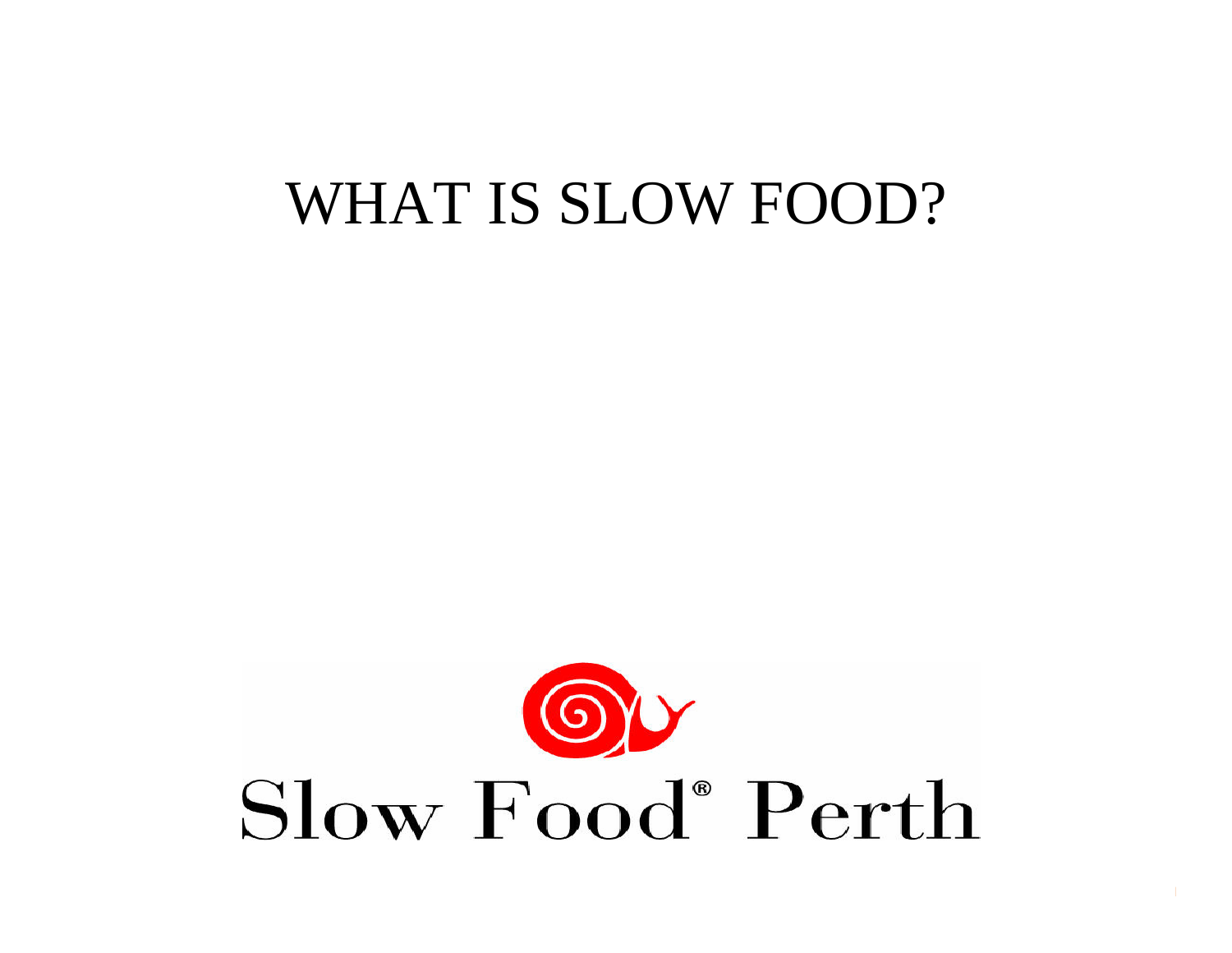# WHAT IS SLOW FOOD?

Slow Food® Perth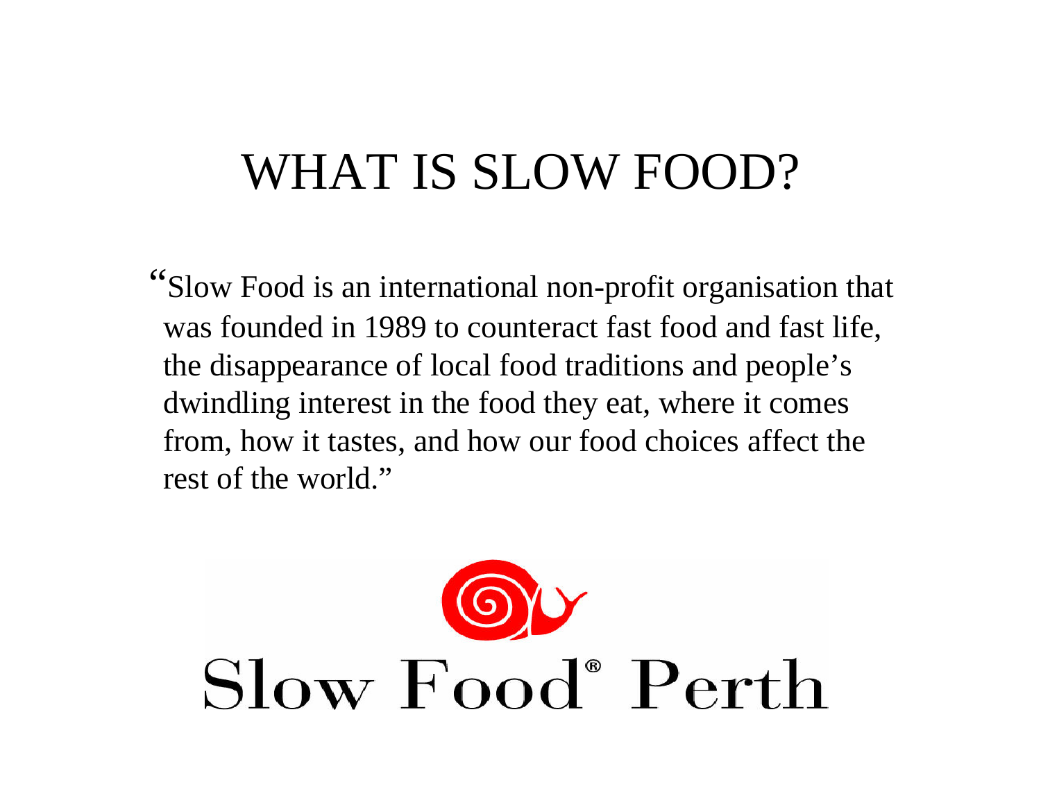# WHAT IS SLOW FOOD?

"Slow Food is an international non-profit organisation that was founded in 1989 to counteract fast food and fast life, the disappearance of local food traditions and people's dwindling interest in the food they eat, where it comes from, how it tastes, and how our food choices affect the rest of the world."

Slow Food® Perth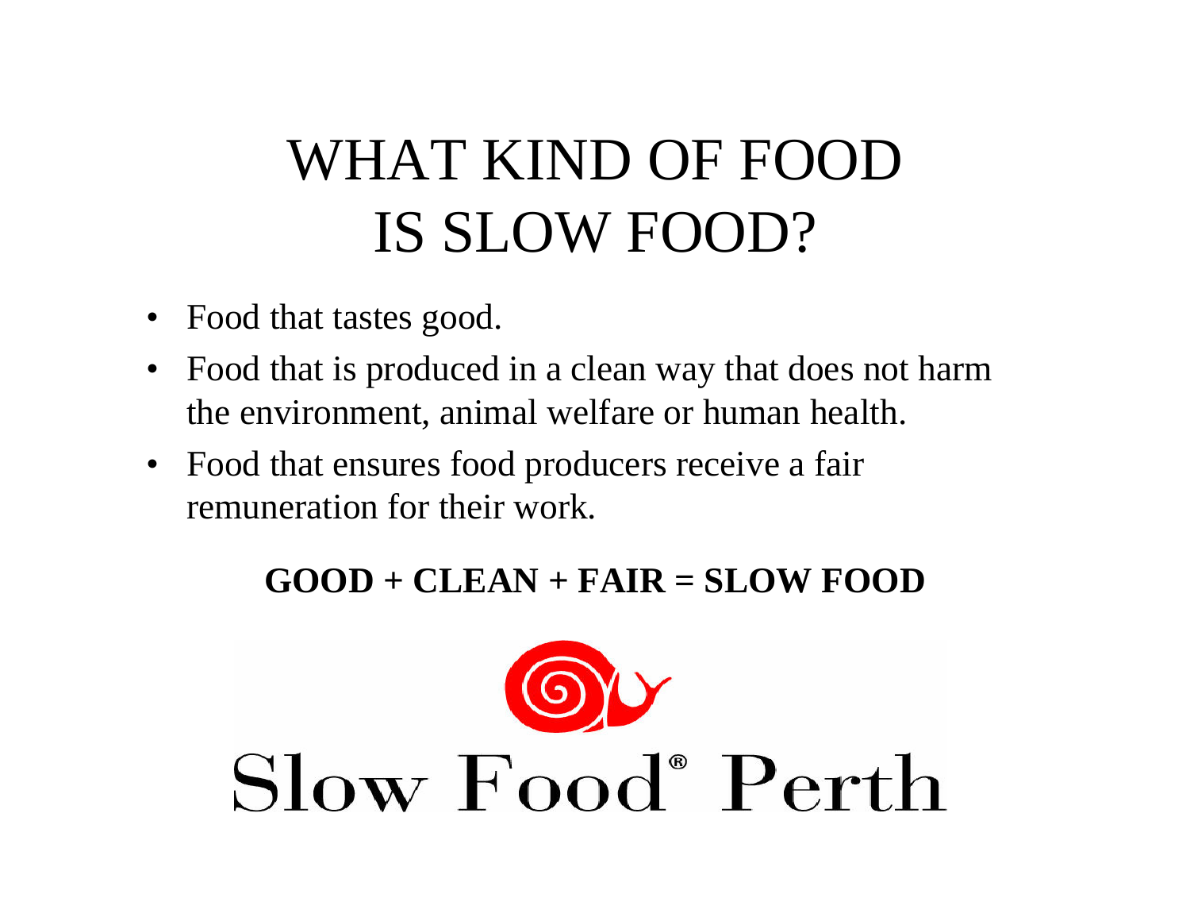# WHAT KIND OF FOOD IS SLOW FOOD?

- Food that tastes good.
- Food that is produced in a clean way that does not harm the environment, animal welfare or human health.
- Food that ensures food producers receive a fair remuneration for their work.

**GOOD + CLEAN + FAIR = SLOW FOOD**

Slow Food® Perth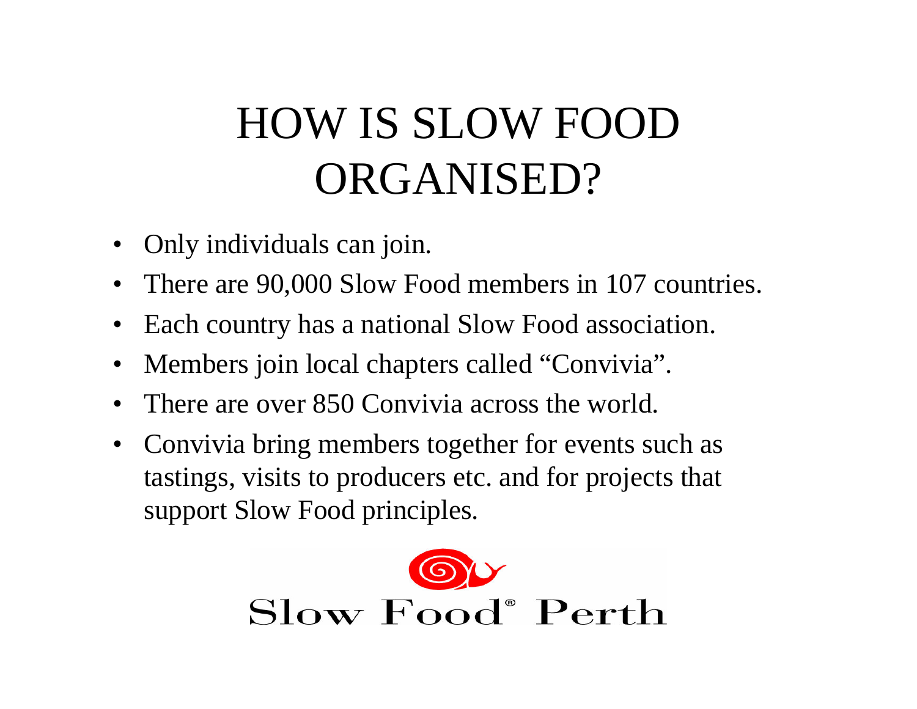# HOW IS SLOW FOOD ORGANISED?

- Only individuals can join.
- There are 90,000 Slow Food members in 107 countries.
- Each country has a national Slow Food association.
- Members join local chapters called "Convivia".
- There are over 850 Convivia across the world.
- Convivia bring members together for events such as tastings, visits to producers etc. and for projects that support Slow Food principles.

Slow Food® Perth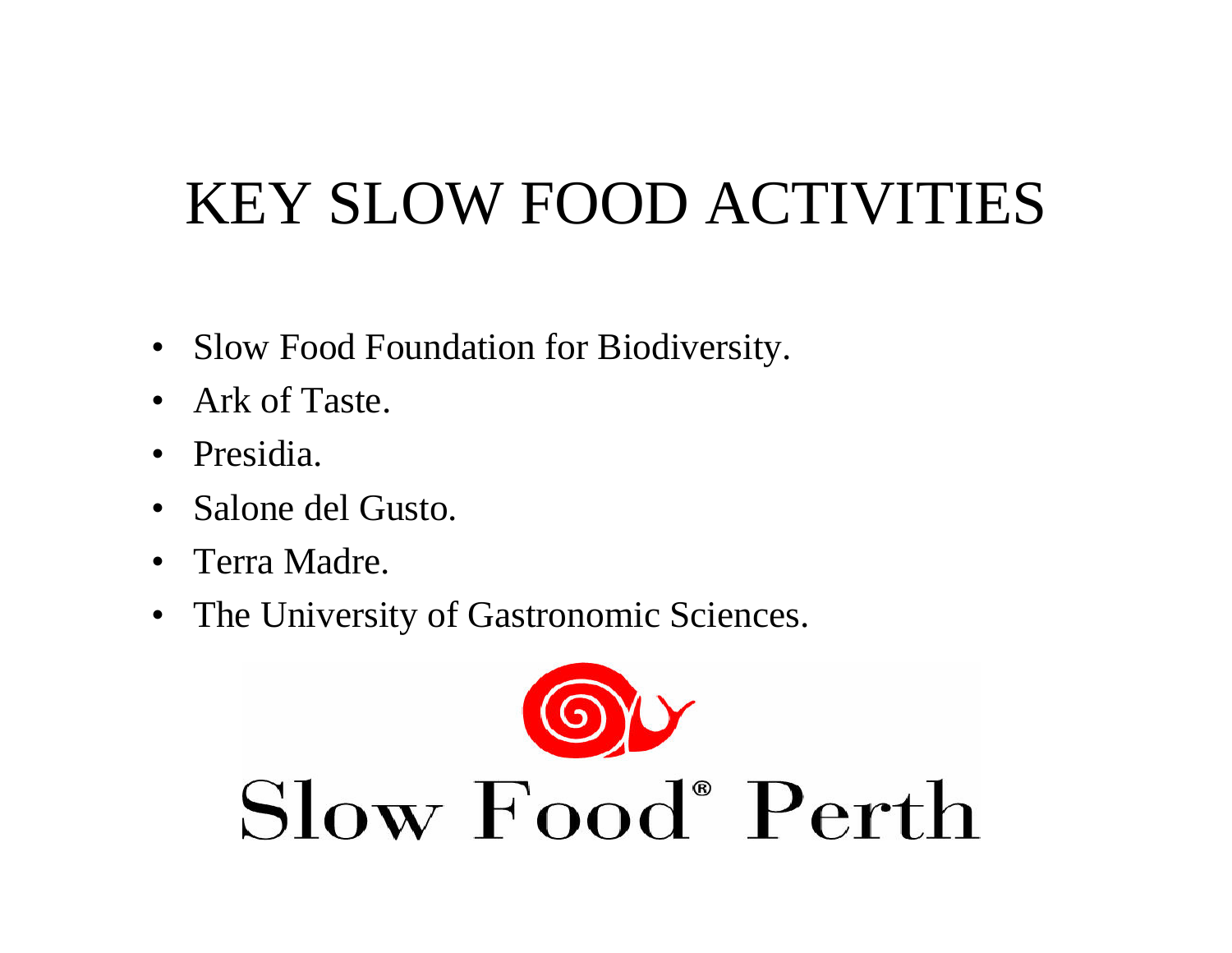# KEY SLOW FOOD ACTIVITIES

- Slow Food Foundation for Biodiversity.
- Ark of Taste.
- Presidia.
- Salone del Gusto.
- Terra Madre.
- The University of Gastronomic Sciences.

Slow Food® Perth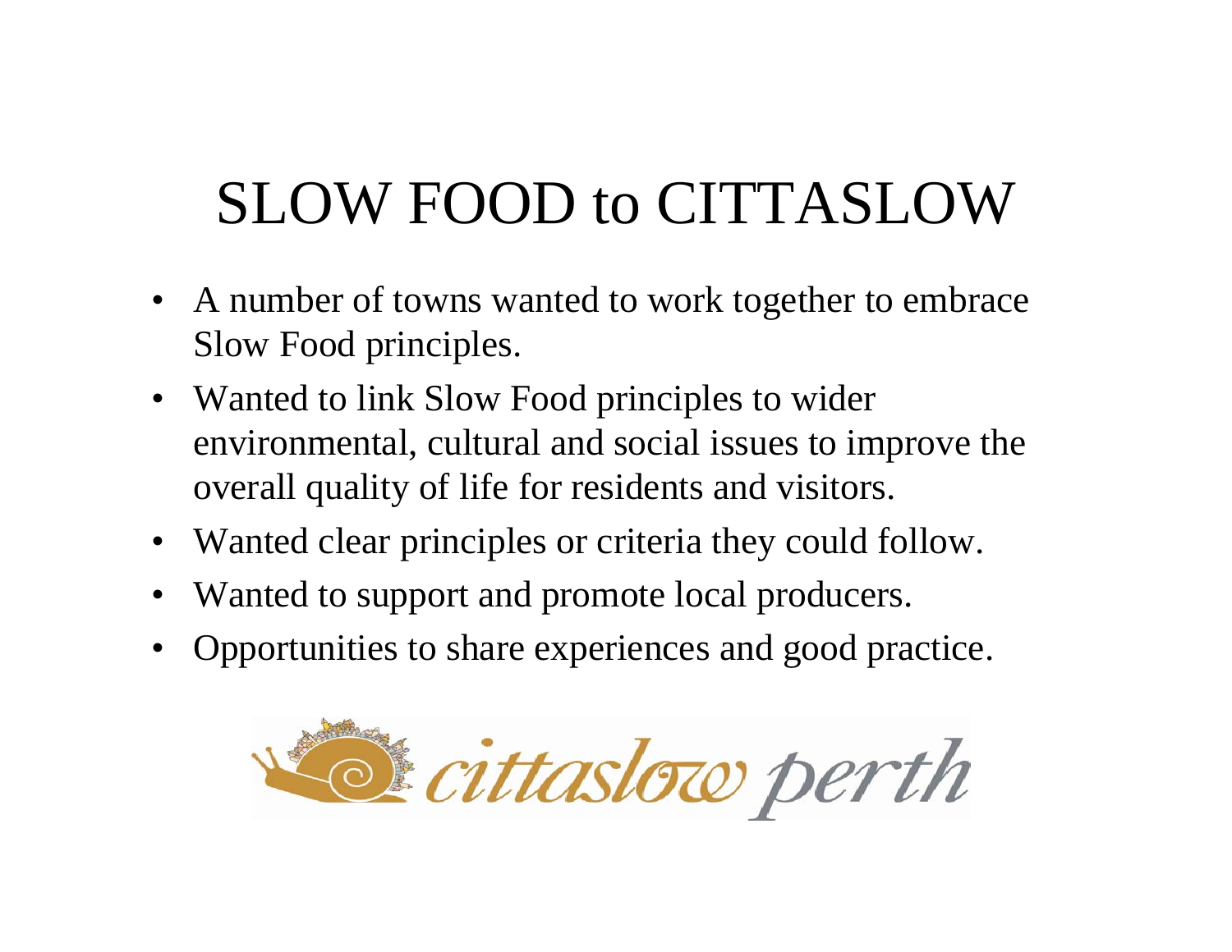# SLOW FOOD to CITTASLOW

- A number of towns wanted to work together to embrace Slow Food principles.
- Wanted to link Slow Food principles to wider environmental, cultural and social issues to improve the overall quality of life for residents and visitors.
- Wanted clear principles or criteria they could follow.
- Wanted to support and promote local producers.
- Opportunities to share experiences and good practice.

cittaslow perth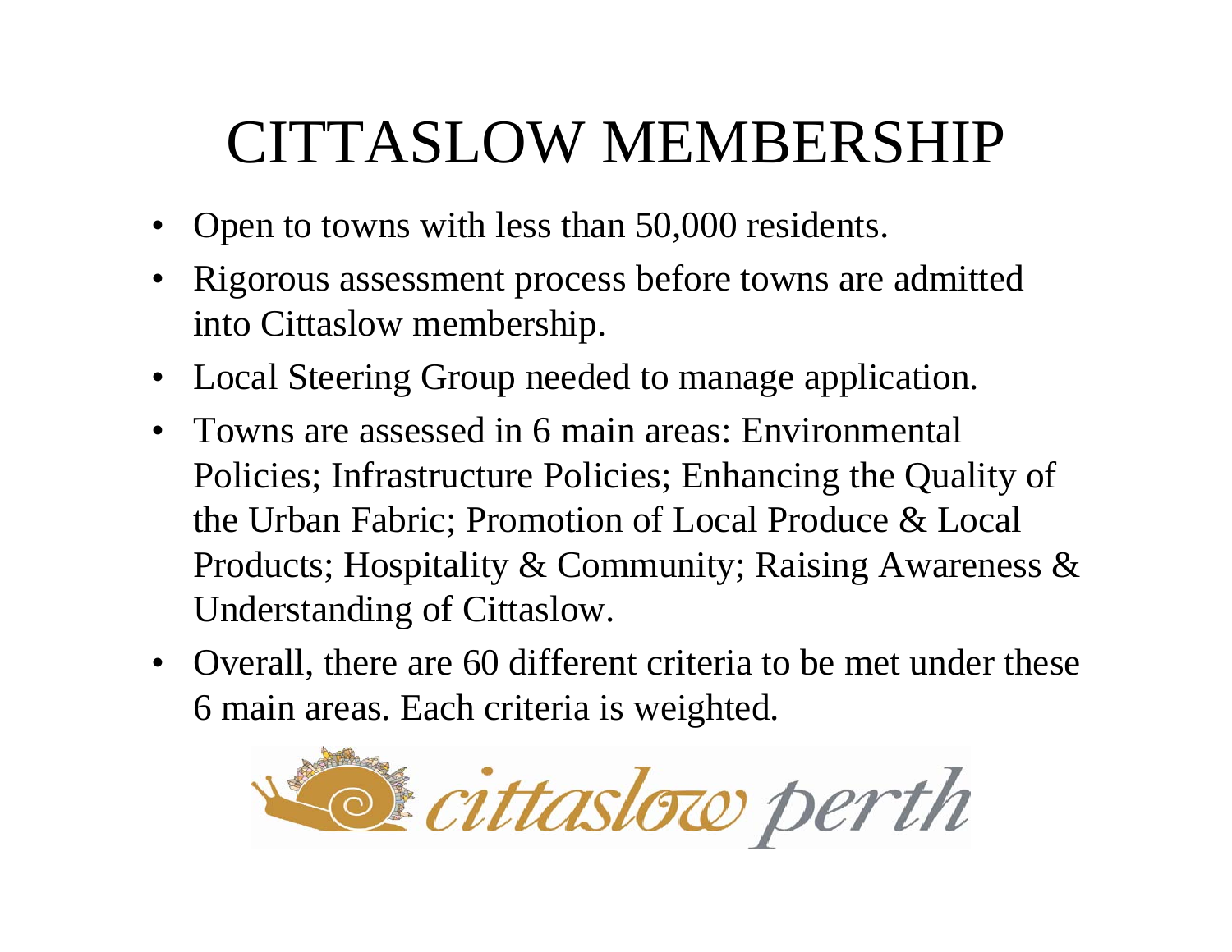# CITTASLOW MEMBERSHIP

- Open to towns with less than 50,000 residents.
- Rigorous assessment process before towns are admitted into Cittaslow membership.
- Local Steering Group needed to manage application.
- Towns are assessed in 6 main areas: Environmental Policies; Infrastructure Policies; Enhancing the Quality of the Urban Fabric; Promotion of Local Produce & Local Products; Hospitality & Community; Raising Awareness & Understanding of Cittaslow.
- Overall, there are 60 different criteria to be met under these 6 main areas. Each criteria is weighted.

cittaslow perth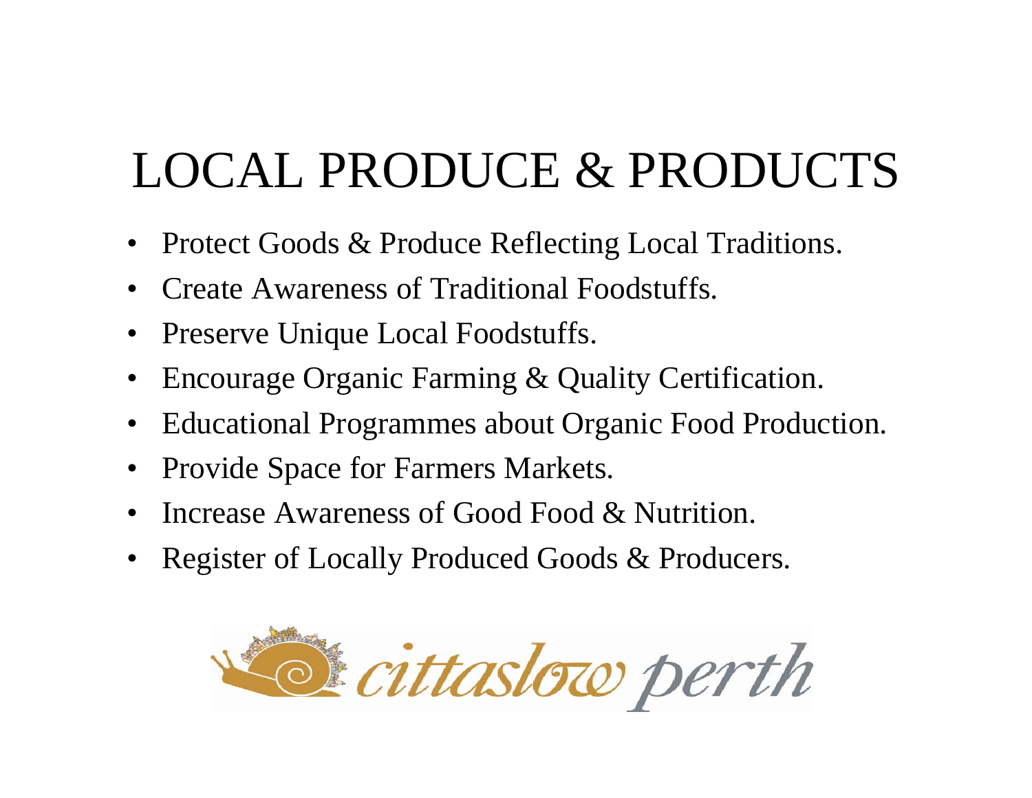# LOCAL PRODUCE & PRODUCTS

- Protect Goods & Produce Reflecting Local Traditions.
- Create Awareness of Traditional Foodstuffs.
- Preserve Unique Local Foodstuffs.
- Encourage Organic Farming & Quality Certification.
- Educational Programmes about Organic Food Production.
- Provide Space for Farmers Markets.
- Increase Awareness of Good Food & Nutrition.
- Register of Locally Produced Goods & Producers.

cittaslow perth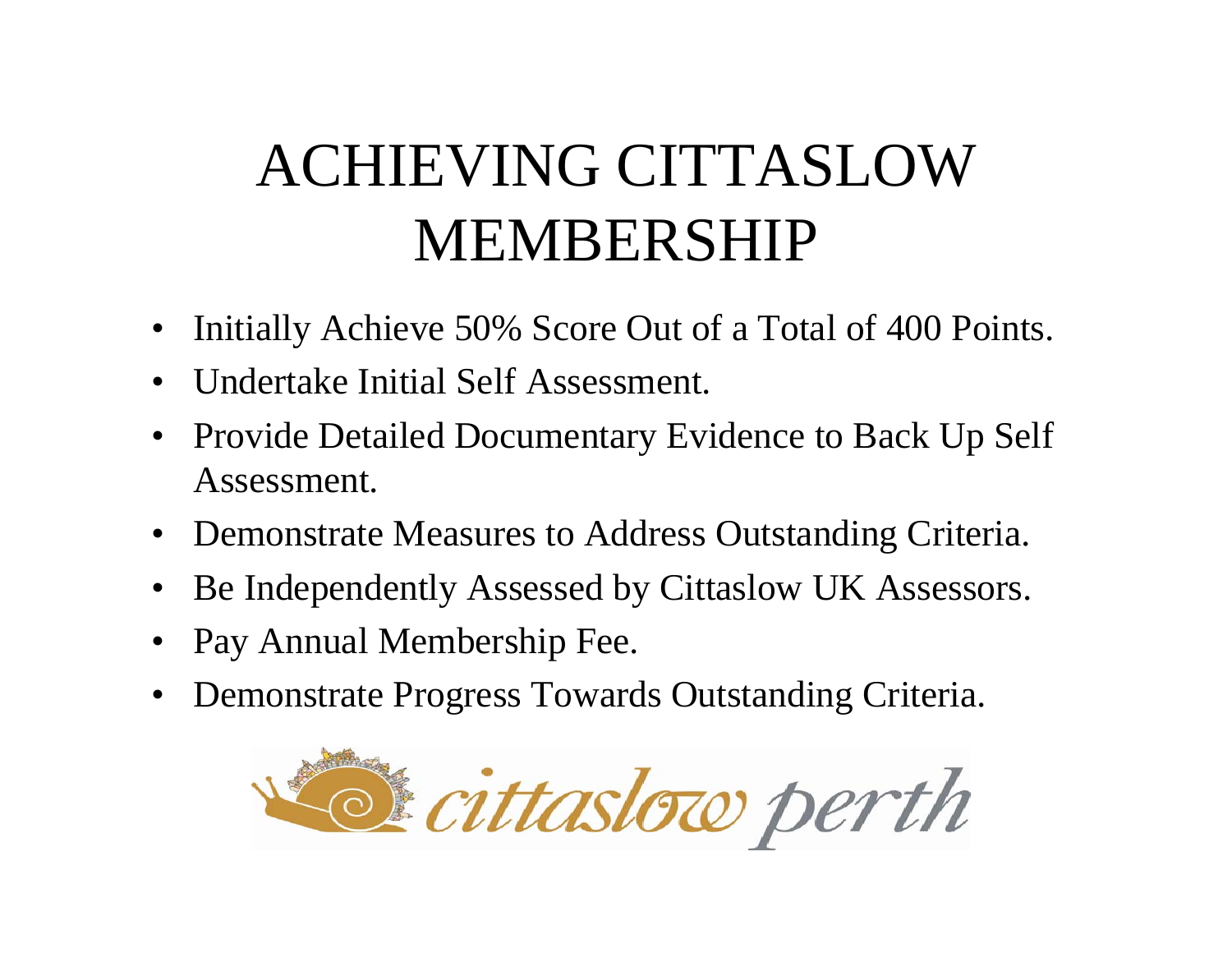# ACHIEVING CITTASLOW MEMBERSHIP

- Initially Achieve 50% Score Out of a Total of 400 Points.
- Undertake Initial Self Assessment.
- Provide Detailed Documentary Evidence to Back Up Self Assessment.
- Demonstrate Measures to Address Outstanding Criteria.
- Be Independently Assessed by Cittaslow UK Assessors.
- Pay Annual Membership Fee.
- Demonstrate Progress Towards Outstanding Criteria.

cittaslow perth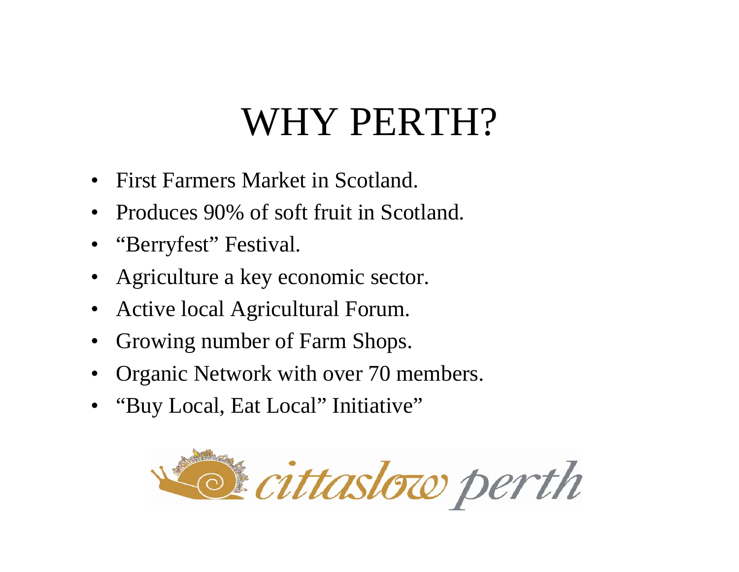# WHY PERTH?

- First Farmers Market in Scotland.
- Produces 90% of soft fruit in Scotland.
- “Berryfest” Festival.
- Agriculture a key economic sector.
- Active local Agricultural Forum.
- Growing number of Farm Shops.
- Organic Network with over 70 members.
- “Buy Local, Eat Local” Initiative”

cittaslow perth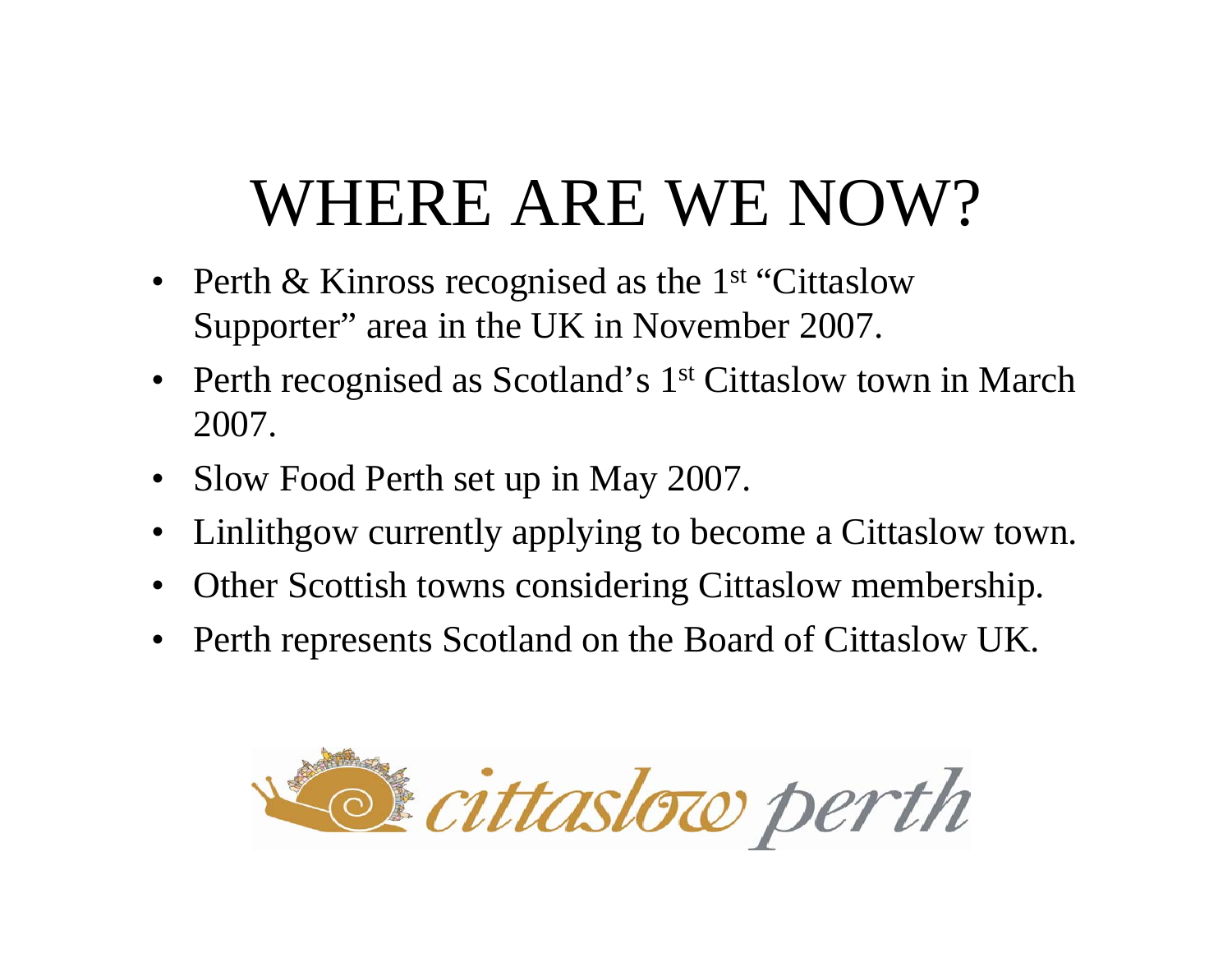# WHERE ARE WE NOW?

- Perth & Kinross recognised as the 1st "Cittaslow Supporter" area in the UK in November 2007.
- Perth recognised as Scotland's 1st Cittaslow town in March 2007.
- Slow Food Perth set up in May 2007.
- Linlithgow currently applying to become a Cittaslow town.
- Other Scottish towns considering Cittaslow membership.
- Perth represents Scotland on the Board of Cittaslow UK.

cittaslow perth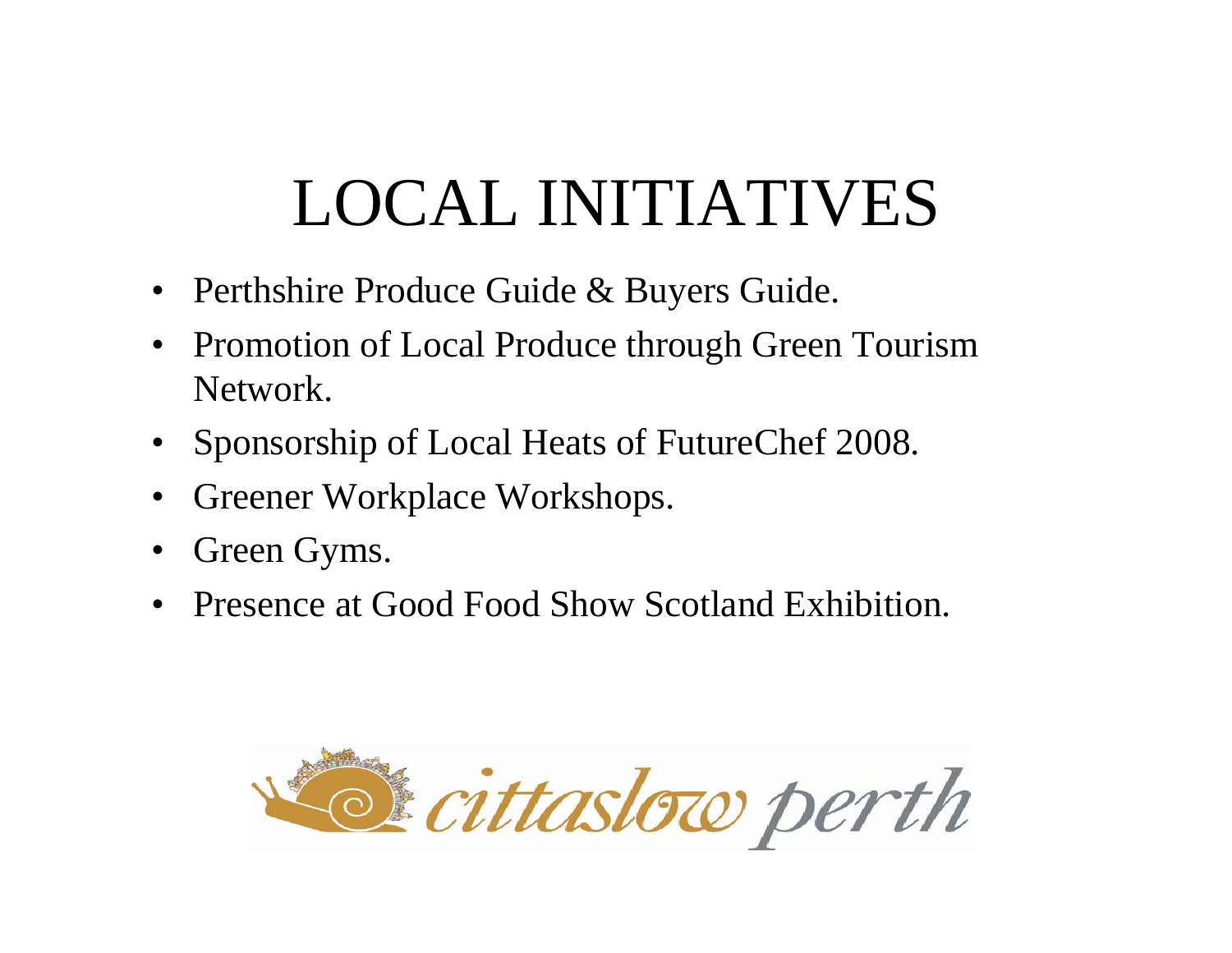# LOCAL INITIATIVES

- Perthshire Produce Guide & Buyers Guide.
- Promotion of Local Produce through Green Tourism Network.
- Sponsorship of Local Heats of FutureChef 2008.
- Greener Workplace Workshops.
- Green Gyms.
- Presence at Good Food Show Scotland Exhibition.

cittaslow perth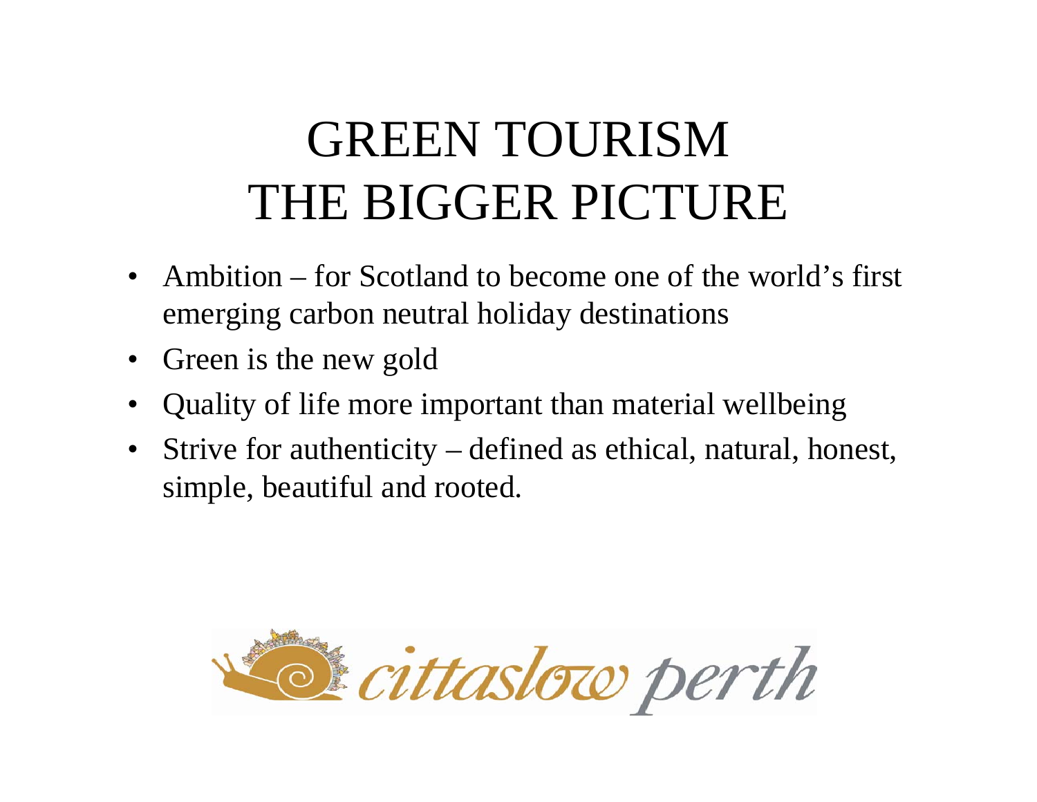# GREEN TOURISM THE BIGGER PICTURE

- Ambition – for Scotland to become one of the world's first emerging carbon neutral holiday destinations
- Green is the new gold
- Quality of life more important than material wellbeing
- Strive for authenticity – defined as ethical, natural, honest, simple, beautiful and rooted.

cittaslow perth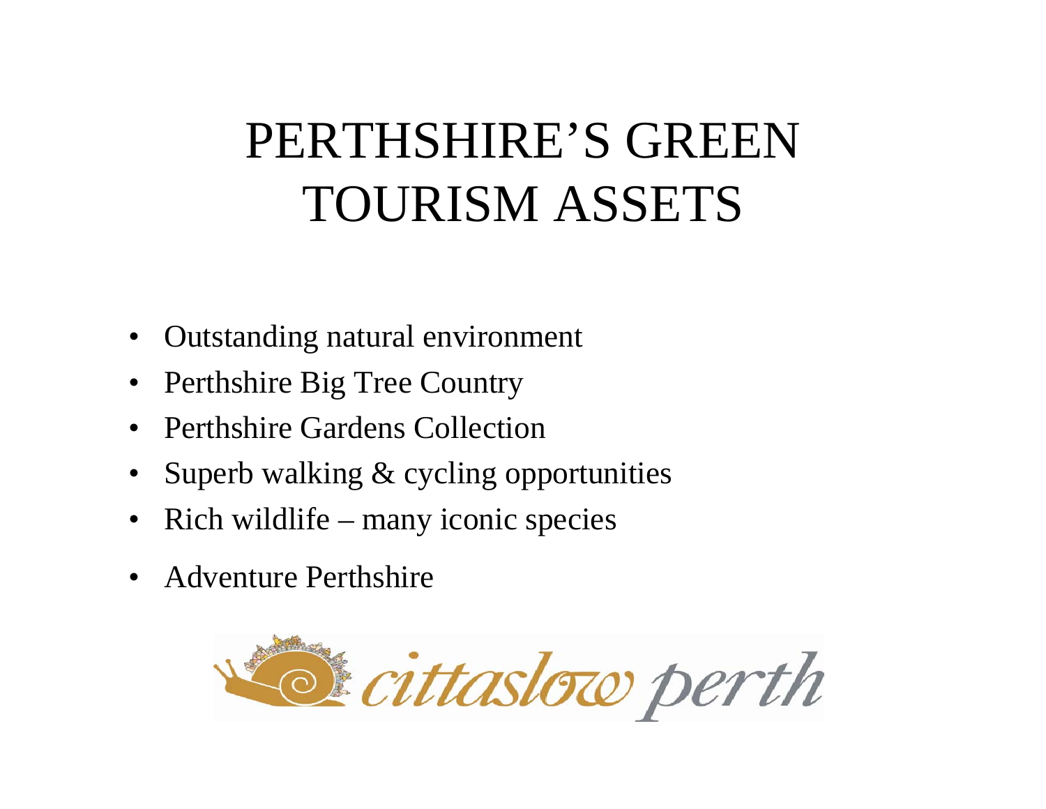# PERTHSHIRE'S GREEN TOURISM ASSETS

- Outstanding natural environment
- Perthshire Big Tree Country
- Perthshire Gardens Collection
- Superb walking & cycling opportunities
- Rich wildlife – many iconic species
- Adventure Perthshire

cittaslow perth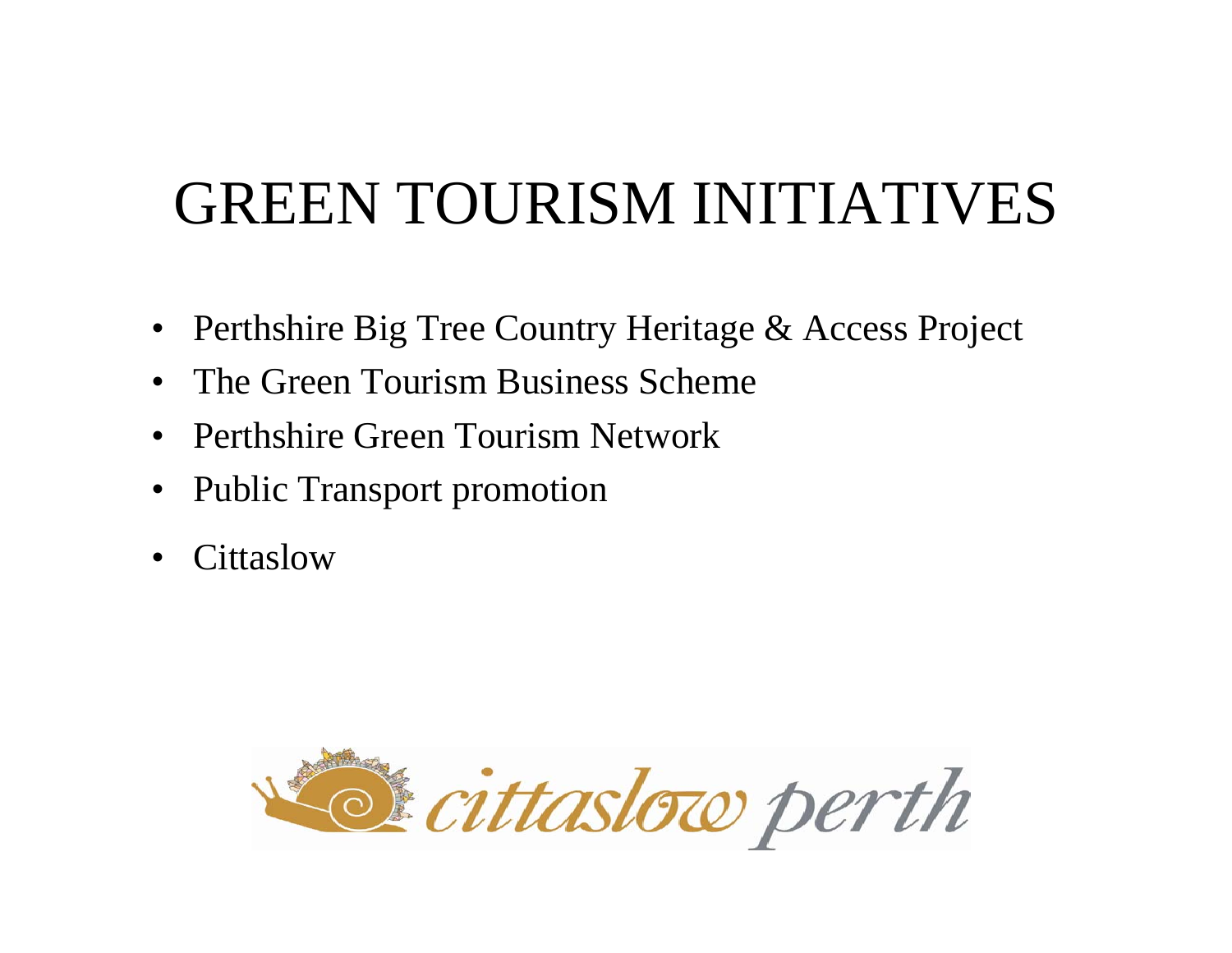# GREEN TOURISM INITIATIVES

- Perthshire Big Tree Country Heritage & Access Project
- The Green Tourism Business Scheme
- Perthshire Green Tourism Network
- Public Transport promotion
- Cittaslow

cittaslow perth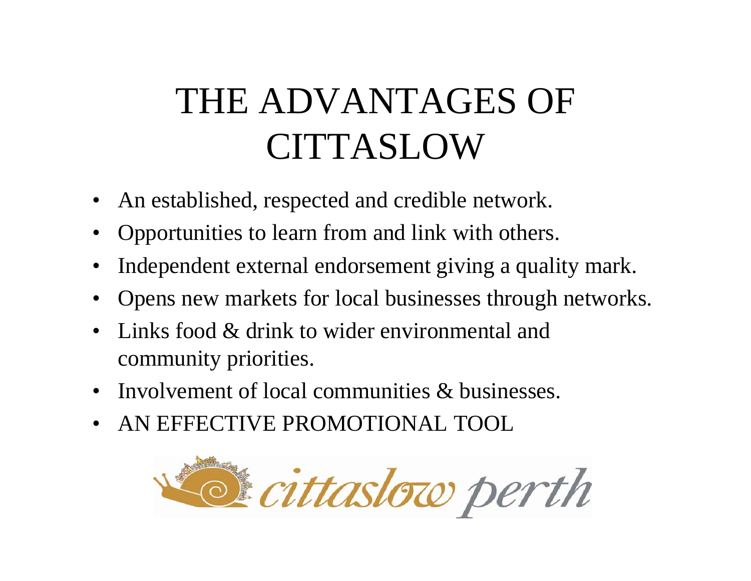# THE ADVANTAGES OF CITTASLOW

- An established, respected and credible network.
- Opportunities to learn from and link with others.
- Independent external endorsement giving a quality mark.
- Opens new markets for local businesses through networks.
- Links food & drink to wider environmental and community priorities.
- Involvement of local communities & businesses.
- AN EFFECTIVE PROMOTIONAL TOOL

cittaslow perth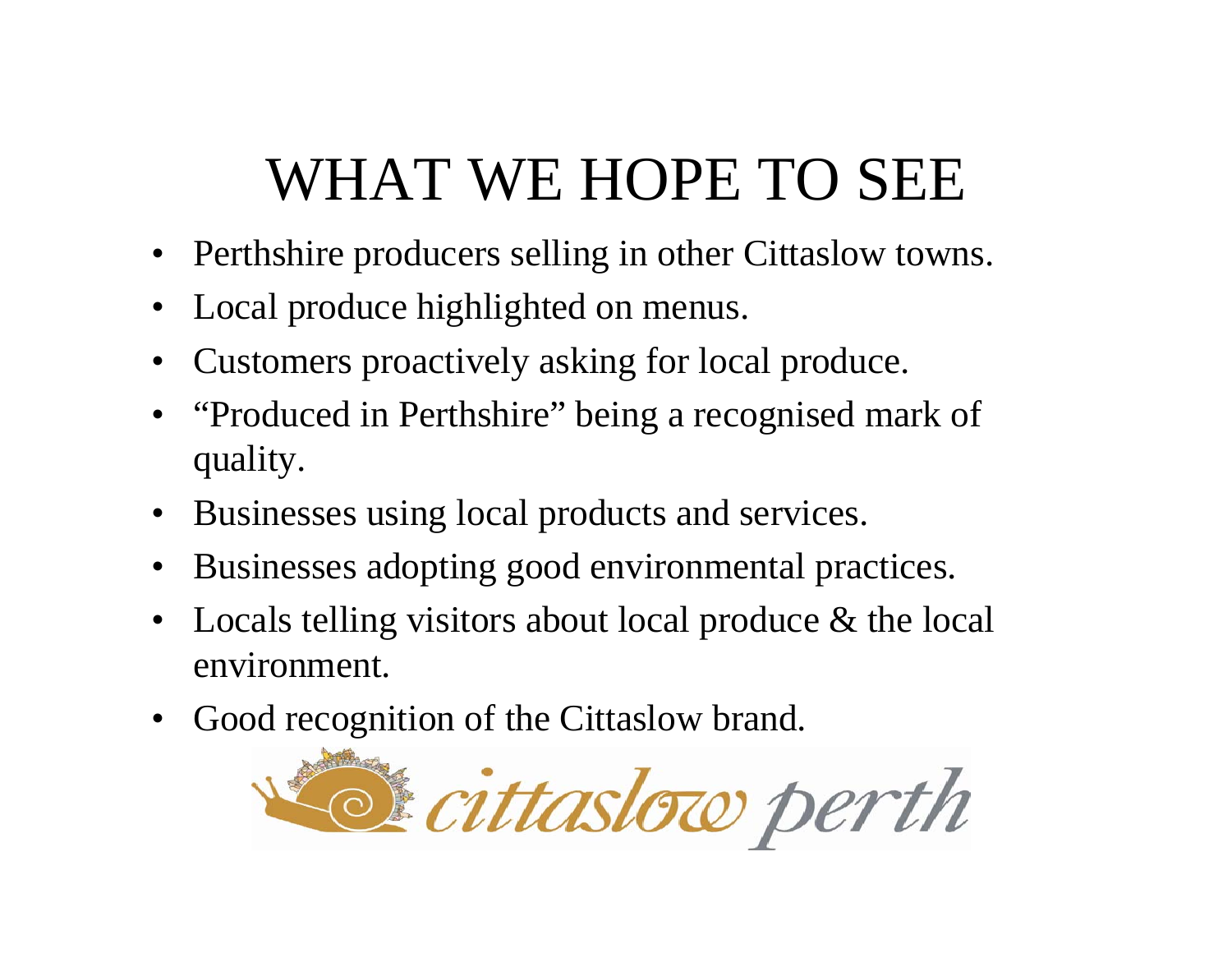# WHAT WE HOPE TO SEE

- Perthshire producers selling in other Cittaslow towns.
- Local produce highlighted on menus.
- Customers proactively asking for local produce.
- "Produced in Perthshire" being a recognised mark of quality.
- Businesses using local products and services.
- Businesses adopting good environmental practices.
- Locals telling visitors about local produce & the local environment.
- Good recognition of the Cittaslow brand.

cittaslow perth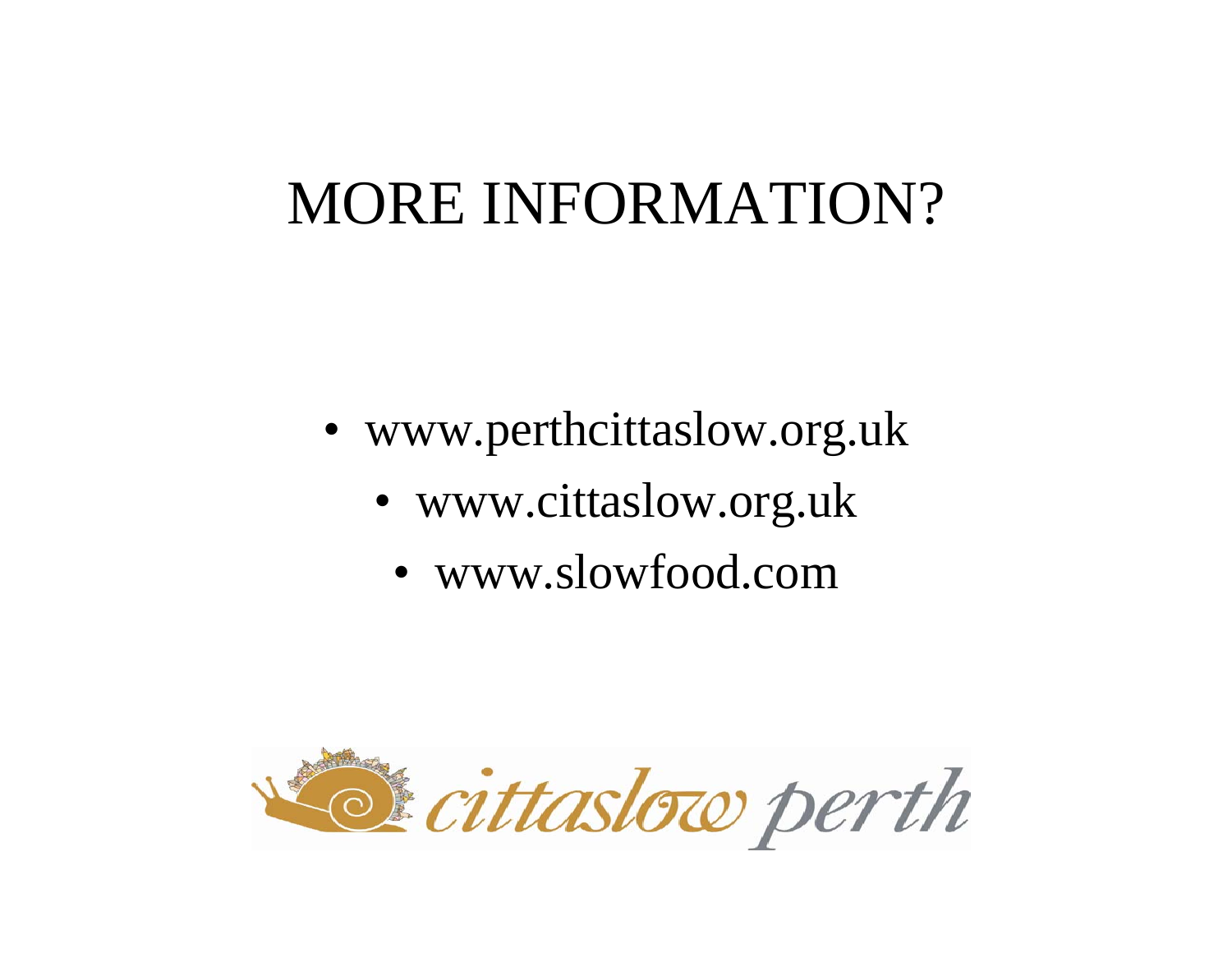# MORE INFORMATION?

- www.perthcittaslow.org.uk
- www.cittaslow.org.uk
- www.slowfood.com

cittaslow perth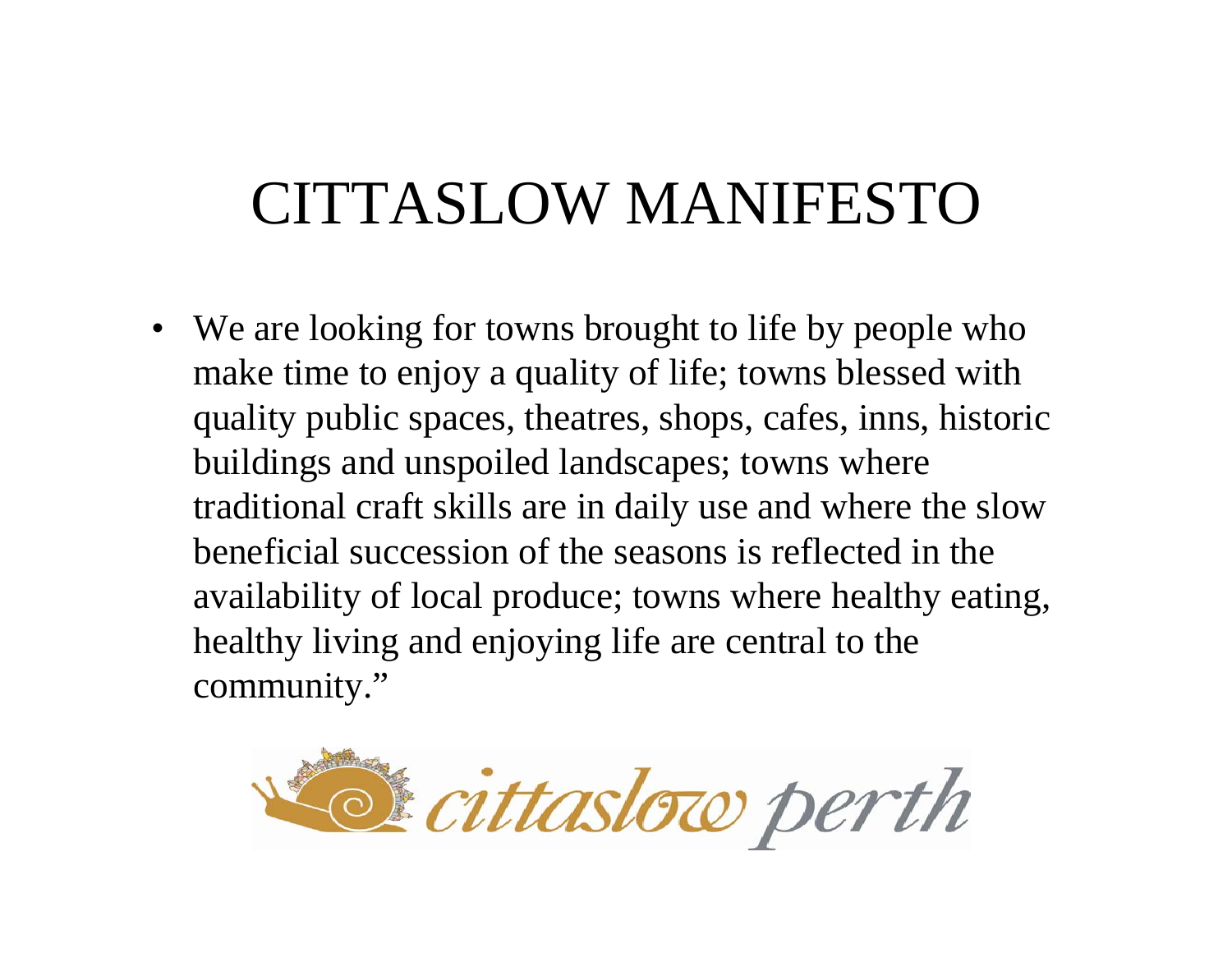# CITTASLOW MANIFESTO

- We are looking for towns brought to life by people who make time to enjoy a quality of life; towns blessed with quality public spaces, theatres, shops, cafes, inns, historic buildings and unspoiled landscapes; towns where traditional craft skills are in daily use and where the slow beneficial succession of the seasons is reflected in the availability of local produce; towns where healthy eating, healthy living and enjoying life are central to the community."

*cittaslow perth*